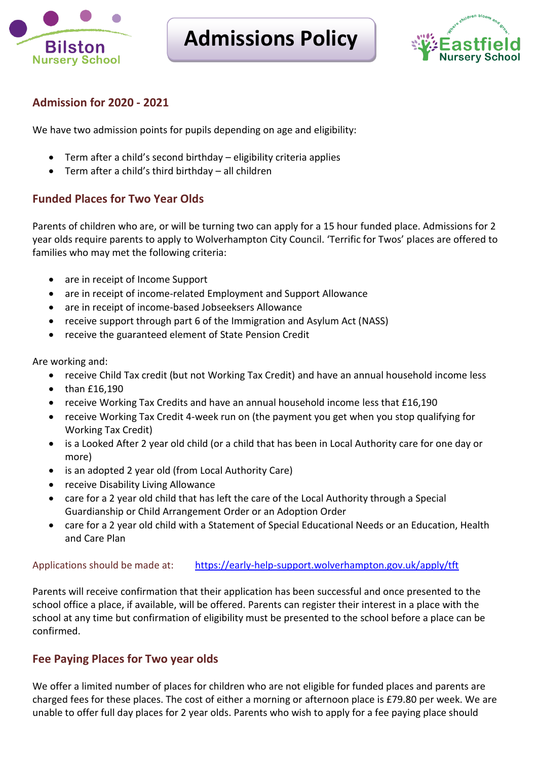Bilston Nursery School

# Admissions Policy

Eastfield Nursery School

## Admission for 2020 - 2021

We have two admission points for pupils depending on age and eligibility:

- Term after a child's second birthday – eligibility criteria applies
- Term after a child's third birthday – all children

## Funded Places for Two Year Olds

Parents of children who are, or will be turning two can apply for a 15 hour funded place. Admissions for 2 year olds require parents to apply to Wolverhampton City Council. 'Terrific for Twos' places are offered to families who may met the following criteria:

- are in receipt of Income Support
- are in receipt of income-related Employment and Support Allowance
- are in receipt of income-based Jobseekers Allowance
- receive support through part 6 of the Immigration and Asylum Act (NASS)
- receive the guaranteed element of State Pension Credit

Are working and:

- receive Child Tax credit (but not Working Tax Credit) and have an annual household income less
- than £16,190
- receive Working Tax Credits and have an annual household income less that £16,190
- receive Working Tax Credit 4-week run on (the payment you get when you stop qualifying for Working Tax Credit)
- is a Looked After 2 year old child (or a child that has been in Local Authority care for one day or more)
- is an adopted 2 year old (from Local Authority Care)
- receive Disability Living Allowance
- care for a 2 year old child that has left the care of the Local Authority through a Special Guardianship or Child Arrangement Order or an Adoption Order
- care for a 2 year old child with a Statement of Special Educational Needs or an Education, Health and Care Plan

Applications should be made at: https://early-help-support.wolverhampton.gov.uk/apply/tft

Parents will receive confirmation that their application has been successful and once presented to the school office a place, if available, will be offered. Parents can register their interest in a place with the school at any time but confirmation of eligibility must be presented to the school before a place can be confirmed.

## Fee Paying Places for Two year olds

We offer a limited number of places for children who are not eligible for funded places and parents are charged fees for these places. The cost of either a morning or afternoon place is £79.80 per week. We are unable to offer full day places for 2 year olds. Parents who wish to apply for a fee paying place should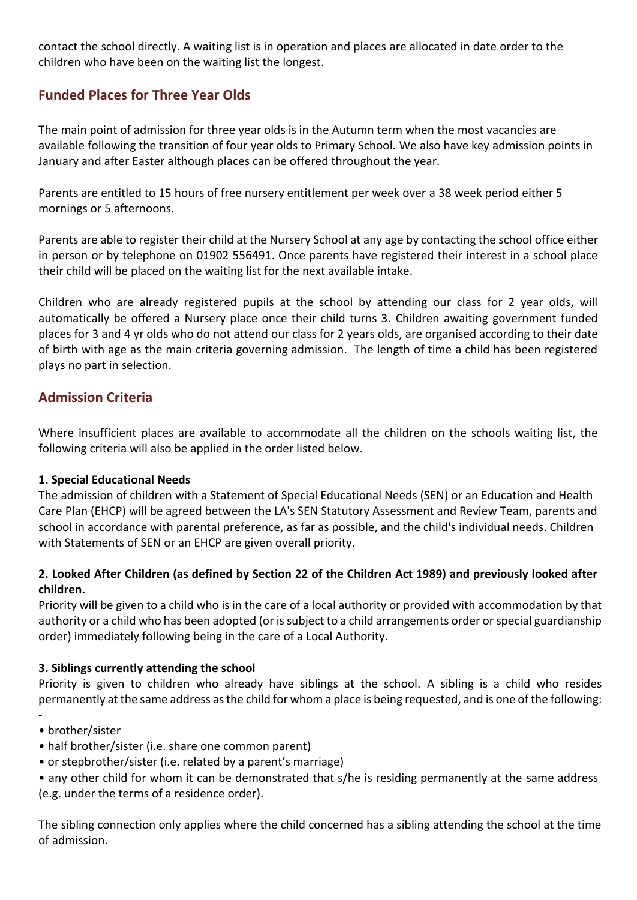contact the school directly. A waiting list is in operation and places are allocated in date order to the children who have been on the waiting list the longest.

## Funded Places for Three Year Olds

The main point of admission for three year olds is in the Autumn term when the most vacancies are available following the transition of four year olds to Primary School. We also have key admission points in January and after Easter although places can be offered throughout the year.

Parents are entitled to 15 hours of free nursery entitlement per week over a 38 week period either 5 mornings or 5 afternoons.

Parents are able to register their child at the Nursery School at any age by contacting the school office either in person or by telephone on 01902 556491. Once parents have registered their interest in a school place their child will be placed on the waiting list for the next available intake.

Children who are already registered pupils at the school by attending our class for 2 year olds, will automatically be offered a Nursery place once their child turns 3. Children awaiting government funded places for 3 and 4 yr olds who do not attend our class for 2 years olds, are organised according to their date of birth with age as the main criteria governing admission. The length of time a child has been registered plays no part in selection.

## Admission Criteria

Where insufficient places are available to accommodate all the children on the schools waiting list, the following criteria will also be applied in the order listed below.

**1. Special Educational Needs**

The admission of children with a Statement of Special Educational Needs (SEN) or an Education and Health Care Plan (EHCP) will be agreed between the LA's SEN Statutory Assessment and Review Team, parents and school in accordance with parental preference, as far as possible, and the child's individual needs. Children with Statements of SEN or an EHCP are given overall priority.

**2. Looked After Children (as defined by Section 22 of the Children Act 1989) and previously looked after children.**

Priority will be given to a child who is in the care of a local authority or provided with accommodation by that authority or a child who has been adopted (or is subject to a child arrangements order or special guardianship order) immediately following being in the care of a Local Authority.

**3. Siblings currently attending the school**

Priority is given to children who already have siblings at the school. A sibling is a child who resides permanently at the same address as the child for whom a place is being requested, and is one of the following: -

- brother/sister
- half brother/sister (i.e. share one common parent)
- or stepbrother/sister (i.e. related by a parent's marriage)
- any other child for whom it can be demonstrated that s/he is residing permanently at the same address (e.g. under the terms of a residence order).

The sibling connection only applies where the child concerned has a sibling attending the school at the time of admission.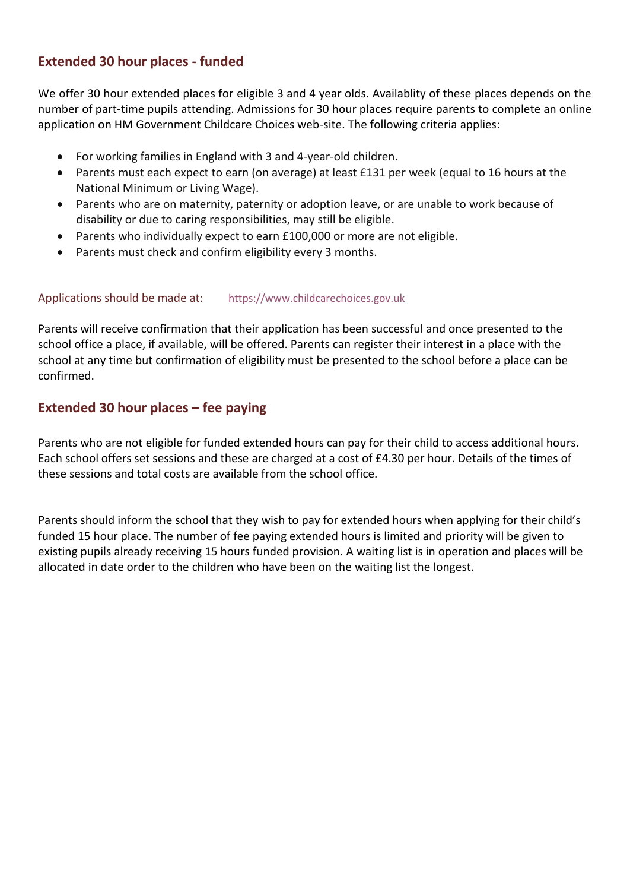## Extended 30 hour places - funded

We offer 30 hour extended places for eligible 3 and 4 year olds. Availablity of these places depends on the number of part-time pupils attending. Admissions for 30 hour places require parents to complete an online application on HM Government Childcare Choices web-site. The following criteria applies:

- For working families in England with 3 and 4-year-old children.
- Parents must each expect to earn (on average) at least £131 per week (equal to 16 hours at the National Minimum or Living Wage).
- Parents who are on maternity, paternity or adoption leave, or are unable to work because of disability or due to caring responsibilities, may still be eligible.
- Parents who individually expect to earn £100,000 or more are not eligible.
- Parents must check and confirm eligibility every 3 months.

Applications should be made at: https://www.childcarechoices.gov.uk

Parents will receive confirmation that their application has been successful and once presented to the school office a place, if available, will be offered. Parents can register their interest in a place with the school at any time but confirmation of eligibility must be presented to the school before a place can be confirmed.

## Extended 30 hour places – fee paying

Parents who are not eligible for funded extended hours can pay for their child to access additional hours. Each school offers set sessions and these are charged at a cost of £4.30 per hour. Details of the times of these sessions and total costs are available from the school office.

Parents should inform the school that they wish to pay for extended hours when applying for their child's funded 15 hour place. The number of fee paying extended hours is limited and priority will be given to existing pupils already receiving 15 hours funded provision. A waiting list is in operation and places will be allocated in date order to the children who have been on the waiting list the longest.